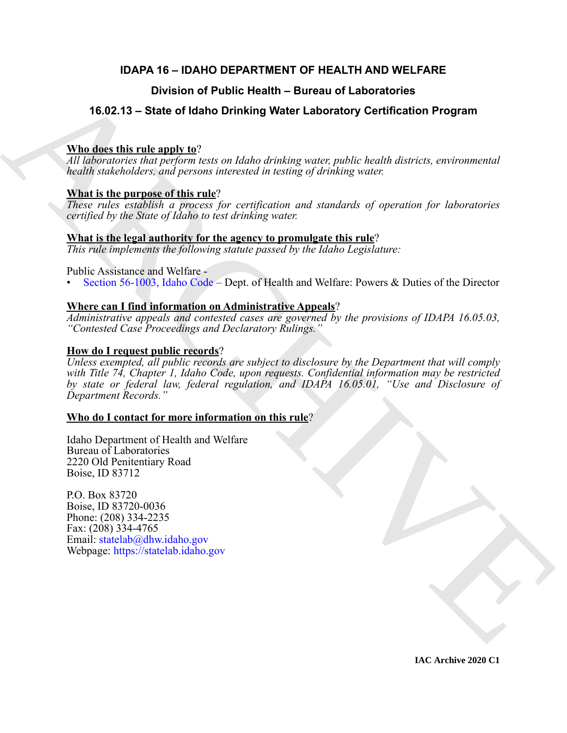# IDAPA 16 – IDAHO DEPARTMENT OF HEALTH AND WELFARE

## Division of Public Health – Bureau of Laboratories

## 16.02.13 – State of Idaho Drinking Water Laboratory Certification Program

**Who does this rule apply to**?
*All laboratories that perform tests on Idaho drinking water, public health districts, environmental health stakeholders, and persons interested in testing of drinking water.*

**What is the purpose of this rule**?
*These rules establish a process for certification and standards of operation for laboratories certified by the State of Idaho to test drinking water.*

**What is the legal authority for the agency to promulgate this rule**?
*This rule implements the following statute passed by the Idaho Legislature:*

Public Assistance and Welfare -
- Section 56-1003, Idaho Code – Dept. of Health and Welfare: Powers & Duties of the Director

**Where can I find information on Administrative Appeals**?
*Administrative appeals and contested cases are governed by the provisions of IDAPA 16.05.03, "Contested Case Proceedings and Declaratory Rulings."*

**How do I request public records**?
*Unless exempted, all public records are subject to disclosure by the Department that will comply with Title 74, Chapter 1, Idaho Code, upon requests. Confidential information may be restricted by state or federal law, federal regulation, and IDAPA 16.05.01, "Use and Disclosure of Department Records."*

**Who do I contact for more information on this rule**?

Idaho Department of Health and Welfare
Bureau of Laboratories
2220 Old Penitentiary Road
Boise, ID 83712

P.O. Box 83720
Boise, ID 83720-0036
Phone: (208) 334-2235
Fax: (208) 334-4765
Email: statelab@dhw.idaho.gov
Webpage: https://statelab.idaho.gov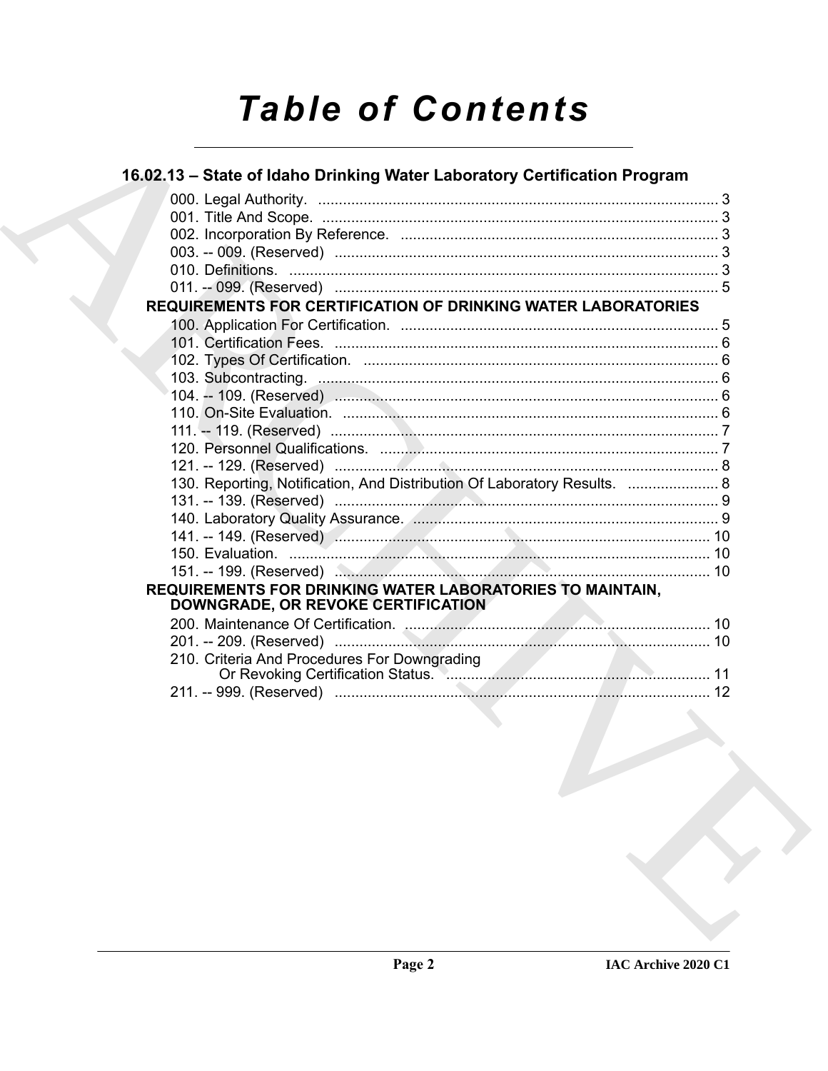# Table of Contents

## 16.02.13 – State of Idaho Drinking Water Laboratory Certification Program

000. Legal Authority. ........................................................................................ 3
001. Title And Scope. ........................................................................................ 3
002. Incorporation By Reference. ........................................................................ 3
003. -- 009. (Reserved) ..................................................................................... 3
010. Definitions. ................................................................................................ 3
011. -- 099. (Reserved) ..................................................................................... 5

**REQUIREMENTS FOR CERTIFICATION OF DRINKING WATER LABORATORIES**

100. Application For Certification. ...................................................................... 5
101. Certification Fees. ..................................................................................... 6
102. Types Of Certification. ............................................................................... 6
103. Subcontracting. ......................................................................................... 6
104. -- 109. (Reserved) ..................................................................................... 6
110. On-Site Evaluation. ................................................................................... 6
111. -- 119. (Reserved) ..................................................................................... 7
120. Personnel Qualifications. ............................................................................ 7
121. -- 129. (Reserved) ..................................................................................... 8
130. Reporting, Notification, And Distribution Of Laboratory Results. ...................... 8
131. -- 139. (Reserved) ..................................................................................... 9
140. Laboratory Quality Assurance. .................................................................... 9
141. -- 149. (Reserved) ..................................................................................... 10
150. Evaluation. ............................................................................................... 10
151. -- 199. (Reserved) ..................................................................................... 10

**REQUIREMENTS FOR DRINKING WATER LABORATORIES TO MAINTAIN, DOWNGRADE, OR REVOKE CERTIFICATION**

200. Maintenance Of Certification. ...................................................................... 10
201. -- 209. (Reserved) ..................................................................................... 10
210. Criteria And Procedures For Downgrading Or Revoking Certification Status. ...... 11
211. -- 999. (Reserved) ..................................................................................... 12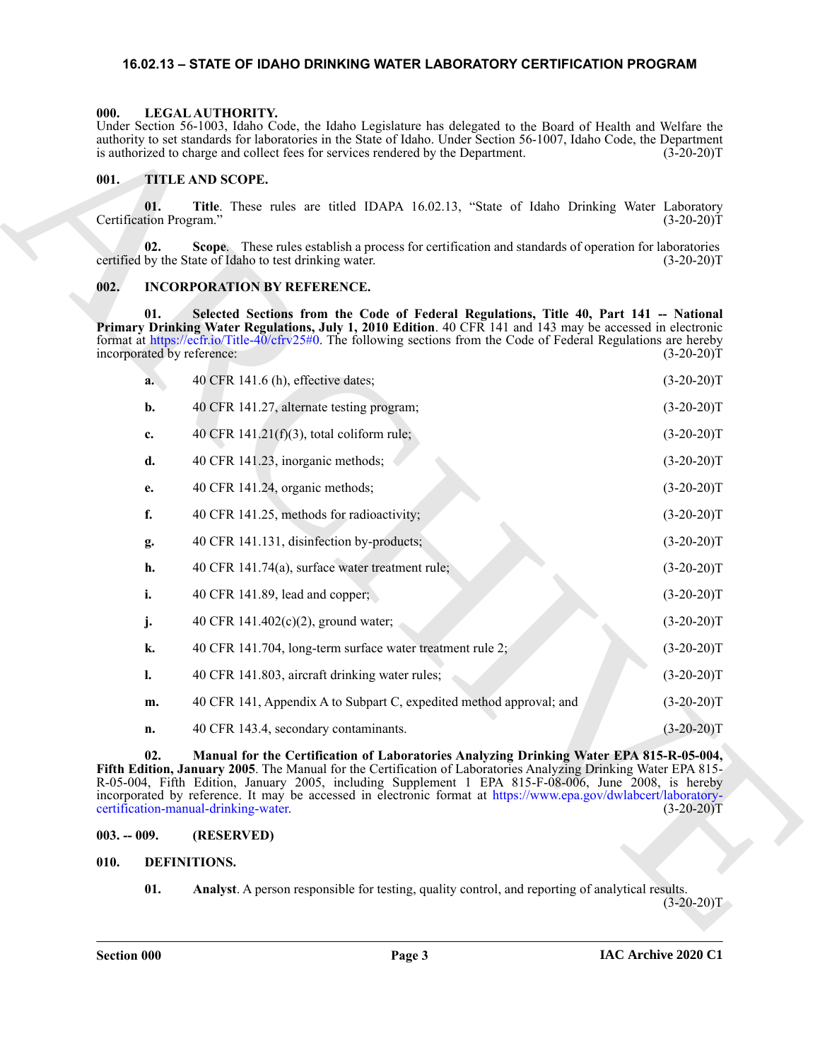# 16.02.13 – STATE OF IDAHO DRINKING WATER LABORATORY CERTIFICATION PROGRAM

## 000. LEGAL AUTHORITY.

Under Section 56-1003, Idaho Code, the Idaho Legislature has delegated to the Board of Health and Welfare the authority to set standards for laboratories in the State of Idaho. Under Section 56-1007, Idaho Code, the Department is authorized to charge and collect fees for services rendered by the Department. (3-20-20)T

## 001. TITLE AND SCOPE.

**01. Title**. These rules are titled IDAPA 16.02.13, "State of Idaho Drinking Water Laboratory Certification Program." (3-20-20)T

**02. Scope**. These rules establish a process for certification and standards of operation for laboratories certified by the State of Idaho to test drinking water. (3-20-20)T

## 002. INCORPORATION BY REFERENCE.

**01. Selected Sections from the Code of Federal Regulations, Title 40, Part 141 -- National Primary Drinking Water Regulations, July 1, 2010 Edition**. 40 CFR 141 and 143 may be accessed in electronic format at https://ecfr.io/Title-40/cfrv25#0. The following sections from the Code of Federal Regulations are hereby incorporated by reference: (3-20-20)T

**a.** 40 CFR 141.6 (h), effective dates; (3-20-20)T

**b.** 40 CFR 141.27, alternate testing program; (3-20-20)T

**c.** 40 CFR 141.21(f)(3), total coliform rule; (3-20-20)T

**d.** 40 CFR 141.23, inorganic methods; (3-20-20)T

**e.** 40 CFR 141.24, organic methods; (3-20-20)T

**f.** 40 CFR 141.25, methods for radioactivity; (3-20-20)T

**g.** 40 CFR 141.131, disinfection by-products; (3-20-20)T

**h.** 40 CFR 141.74(a), surface water treatment rule; (3-20-20)T

**i.** 40 CFR 141.89, lead and copper; (3-20-20)T

**j.** 40 CFR 141.402(c)(2), ground water; (3-20-20)T

**k.** 40 CFR 141.704, long-term surface water treatment rule 2; (3-20-20)T

**l.** 40 CFR 141.803, aircraft drinking water rules; (3-20-20)T

**m.** 40 CFR 141, Appendix A to Subpart C, expedited method approval; and (3-20-20)T

**n.** 40 CFR 143.4, secondary contaminants. (3-20-20)T

**02. Manual for the Certification of Laboratories Analyzing Drinking Water EPA 815-R-05-004, Fifth Edition, January 2005**. The Manual for the Certification of Laboratories Analyzing Drinking Water EPA 815-R-05-004, Fifth Edition, January 2005, including Supplement 1 EPA 815-F-08-006, June 2008, is hereby incorporated by reference. It may be accessed in electronic format at https://www.epa.gov/dwlabcert/laboratory-certification-manual-drinking-water. (3-20-20)T

## 003. -- 009. (RESERVED)

## 010. DEFINITIONS.

**01. Analyst**. A person responsible for testing, quality control, and reporting of analytical results. (3-20-20)T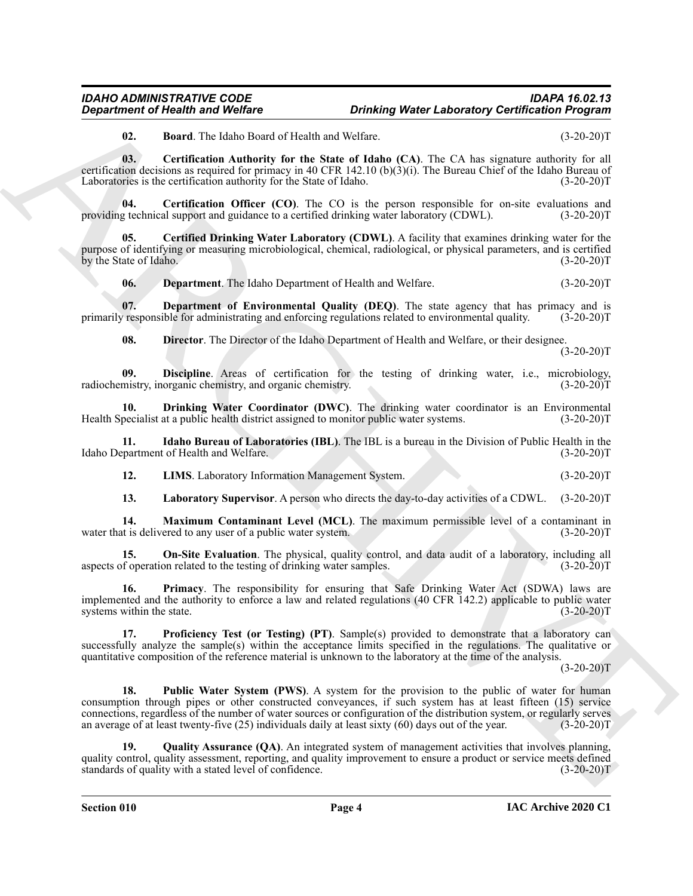**02. Board**. The Idaho Board of Health and Welfare. (3-20-20)T

**03. Certification Authority for the State of Idaho (CA)**. The CA has signature authority for all certification decisions as required for primacy in 40 CFR 142.10 (b)(3)(i). The Bureau Chief of the Idaho Bureau of Laboratories is the certification authority for the State of Idaho. (3-20-20)T

**04. Certification Officer (CO)**. The CO is the person responsible for on-site evaluations and providing technical support and guidance to a certified drinking water laboratory (CDWL). (3-20-20)T

**05. Certified Drinking Water Laboratory (CDWL)**. A facility that examines drinking water for the purpose of identifying or measuring microbiological, chemical, radiological, or physical parameters, and is certified by the State of Idaho. (3-20-20)T

**06. Department**. The Idaho Department of Health and Welfare. (3-20-20)T

**07. Department of Environmental Quality (DEQ)**. The state agency that has primacy and is primarily responsible for administrating and enforcing regulations related to environmental quality. (3-20-20)T

**08. Director**. The Director of the Idaho Department of Health and Welfare, or their designee. (3-20-20)T

**09. Discipline**. Areas of certification for the testing of drinking water, i.e., microbiology, radiochemistry, inorganic chemistry, and organic chemistry. (3-20-20)T

**10. Drinking Water Coordinator (DWC)**. The drinking water coordinator is an Environmental Health Specialist at a public health district assigned to monitor public water systems. (3-20-20)T

**11. Idaho Bureau of Laboratories (IBL)**. The IBL is a bureau in the Division of Public Health in the Idaho Department of Health and Welfare. (3-20-20)T

**12. LIMS**. Laboratory Information Management System. (3-20-20)T

**13. Laboratory Supervisor**. A person who directs the day-to-day activities of a CDWL. (3-20-20)T

**14. Maximum Contaminant Level (MCL)**. The maximum permissible level of a contaminant in water that is delivered to any user of a public water system. (3-20-20)T

**15. On-Site Evaluation**. The physical, quality control, and data audit of a laboratory, including all aspects of operation related to the testing of drinking water samples. (3-20-20)T

**16. Primacy**. The responsibility for ensuring that Safe Drinking Water Act (SDWA) laws are implemented and the authority to enforce a law and related regulations (40 CFR 142.2) applicable to public water systems within the state. (3-20-20)T

**17. Proficiency Test (or Testing) (PT)**. Sample(s) provided to demonstrate that a laboratory can successfully analyze the sample(s) within the acceptance limits specified in the regulations. The qualitative or quantitative composition of the reference material is unknown to the laboratory at the time of the analysis. (3-20-20)T

**18. Public Water System (PWS)**. A system for the provision to the public of water for human consumption through pipes or other constructed conveyances, if such system has at least fifteen (15) service connections, regardless of the number of water sources or configuration of the distribution system, or regularly serves an average of at least twenty-five (25) individuals daily at least sixty (60) days out of the year. (3-20-20)T

**19. Quality Assurance (QA)**. An integrated system of management activities that involves planning, quality control, quality assessment, reporting, and quality improvement to ensure a product or service meets defined standards of quality with a stated level of confidence. (3-20-20)T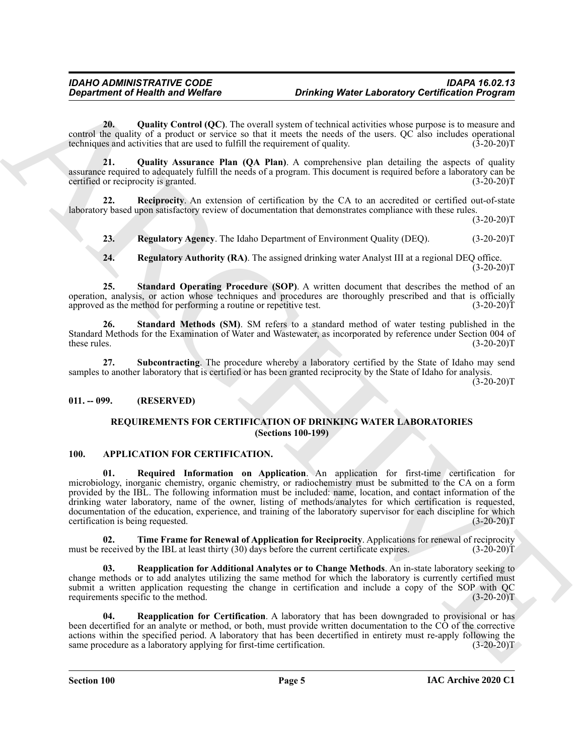**20. Quality Control (QC)**. The overall system of technical activities whose purpose is to measure and control the quality of a product or service so that it meets the needs of the users. QC also includes operational techniques and activities that are used to fulfill the requirement of quality. (3-20-20)T

**21. Quality Assurance Plan (QA Plan)**. A comprehensive plan detailing the aspects of quality assurance required to adequately fulfill the needs of a program. This document is required before a laboratory can be certified or reciprocity is granted. (3-20-20)T

**22. Reciprocity**. An extension of certification by the CA to an accredited or certified out-of-state laboratory based upon satisfactory review of documentation that demonstrates compliance with these rules. (3-20-20)T

**23. Regulatory Agency**. The Idaho Department of Environment Quality (DEQ). (3-20-20)T

**24. Regulatory Authority (RA)**. The assigned drinking water Analyst III at a regional DEQ office. (3-20-20)T

**25. Standard Operating Procedure (SOP)**. A written document that describes the method of an operation, analysis, or action whose techniques and procedures are thoroughly prescribed and that is officially approved as the method for performing a routine or repetitive test. (3-20-20)T

**26. Standard Methods (SM)**. SM refers to a standard method of water testing published in the Standard Methods for the Examination of Water and Wastewater, as incorporated by reference under Section 004 of these rules. (3-20-20)T

**27. Subcontracting**. The procedure whereby a laboratory certified by the State of Idaho may send samples to another laboratory that is certified or has been granted reciprocity by the State of Idaho for analysis. (3-20-20)T

## 011. -- 099. (RESERVED)

## REQUIREMENTS FOR CERTIFICATION OF DRINKING WATER LABORATORIES (Sections 100-199)

## 100. APPLICATION FOR CERTIFICATION.

**01. Required Information on Application**. An application for first-time certification for microbiology, inorganic chemistry, organic chemistry, or radiochemistry must be submitted to the CA on a form provided by the IBL. The following information must be included: name, location, and contact information of the drinking water laboratory, name of the owner, listing of methods/analytes for which certification is requested, documentation of the education, experience, and training of the laboratory supervisor for each discipline for which certification is being requested. (3-20-20)T

**02. Time Frame for Renewal of Application for Reciprocity**. Applications for renewal of reciprocity must be received by the IBL at least thirty (30) days before the current certificate expires. (3-20-20)T

**03. Reapplication for Additional Analytes or to Change Methods**. An in-state laboratory seeking to change methods or to add analytes utilizing the same method for which the laboratory is currently certified must submit a written application requesting the change in certification and include a copy of the SOP with QC requirements specific to the method. (3-20-20)T

**04. Reapplication for Certification**. A laboratory that has been downgraded to provisional or has been decertified for an analyte or method, or both, must provide written documentation to the CO of the corrective actions within the specified period. A laboratory that has been decertified in entirety must re-apply following the same procedure as a laboratory applying for first-time certification. (3-20-20)T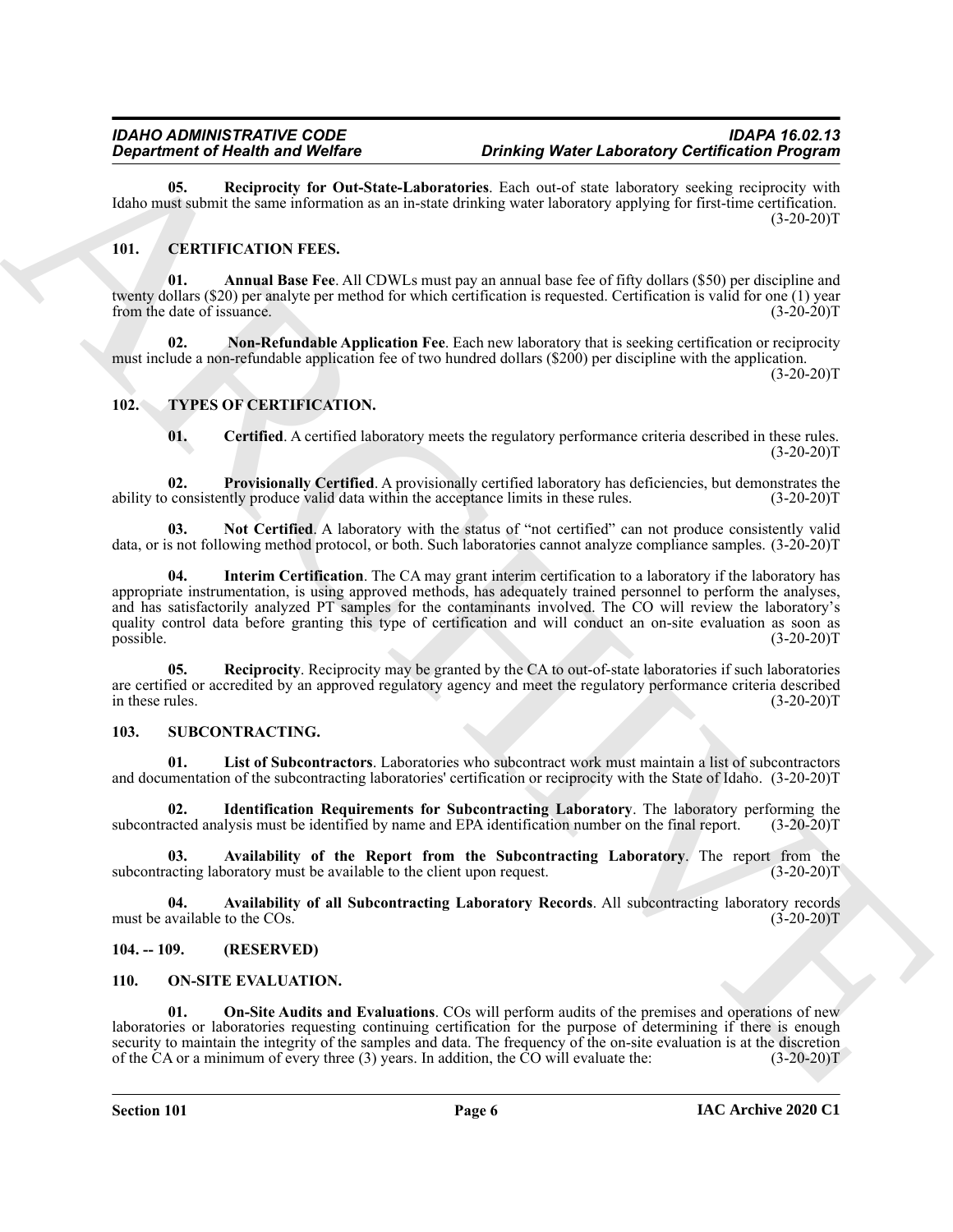**05. Reciprocity for Out-State-Laboratories**. Each out-of state laboratory seeking reciprocity with Idaho must submit the same information as an in-state drinking water laboratory applying for first-time certification. (3-20-20)T

## 101. CERTIFICATION FEES.

**01. Annual Base Fee**. All CDWLs must pay an annual base fee of fifty dollars ($50) per discipline and twenty dollars ($20) per analyte per method for which certification is requested. Certification is valid for one (1) year from the date of issuance. (3-20-20)T

**02. Non-Refundable Application Fee**. Each new laboratory that is seeking certification or reciprocity must include a non-refundable application fee of two hundred dollars ($200) per discipline with the application. (3-20-20)T

## 102. TYPES OF CERTIFICATION.

**01. Certified**. A certified laboratory meets the regulatory performance criteria described in these rules. (3-20-20)T

**02. Provisionally Certified**. A provisionally certified laboratory has deficiencies, but demonstrates the ability to consistently produce valid data within the acceptance limits in these rules. (3-20-20)T

**03. Not Certified**. A laboratory with the status of "not certified" can not produce consistently valid data, or is not following method protocol, or both. Such laboratories cannot analyze compliance samples. (3-20-20)T

**04. Interim Certification**. The CA may grant interim certification to a laboratory if the laboratory has appropriate instrumentation, is using approved methods, has adequately trained personnel to perform the analyses, and has satisfactorily analyzed PT samples for the contaminants involved. The CO will review the laboratory's quality control data before granting this type of certification and will conduct an on-site evaluation as soon as possible. (3-20-20)T

**05. Reciprocity**. Reciprocity may be granted by the CA to out-of-state laboratories if such laboratories are certified or accredited by an approved regulatory agency and meet the regulatory performance criteria described in these rules. (3-20-20)T

## 103. SUBCONTRACTING.

**01. List of Subcontractors**. Laboratories who subcontract work must maintain a list of subcontractors and documentation of the subcontracting laboratories' certification or reciprocity with the State of Idaho. (3-20-20)T

**02. Identification Requirements for Subcontracting Laboratory**. The laboratory performing the subcontracted analysis must be identified by name and EPA identification number on the final report. (3-20-20)T

**03. Availability of the Report from the Subcontracting Laboratory**. The report from the subcontracting laboratory must be available to the client upon request. (3-20-20)T

**04. Availability of all Subcontracting Laboratory Records**. All subcontracting laboratory records must be available to the COs. (3-20-20)T

## 104. -- 109. (RESERVED)

## 110. ON-SITE EVALUATION.

**01. On-Site Audits and Evaluations**. COs will perform audits of the premises and operations of new laboratories or laboratories requesting continuing certification for the purpose of determining if there is enough security to maintain the integrity of the samples and data. The frequency of the on-site evaluation is at the discretion of the CA or a minimum of every three (3) years. In addition, the CO will evaluate the: (3-20-20)T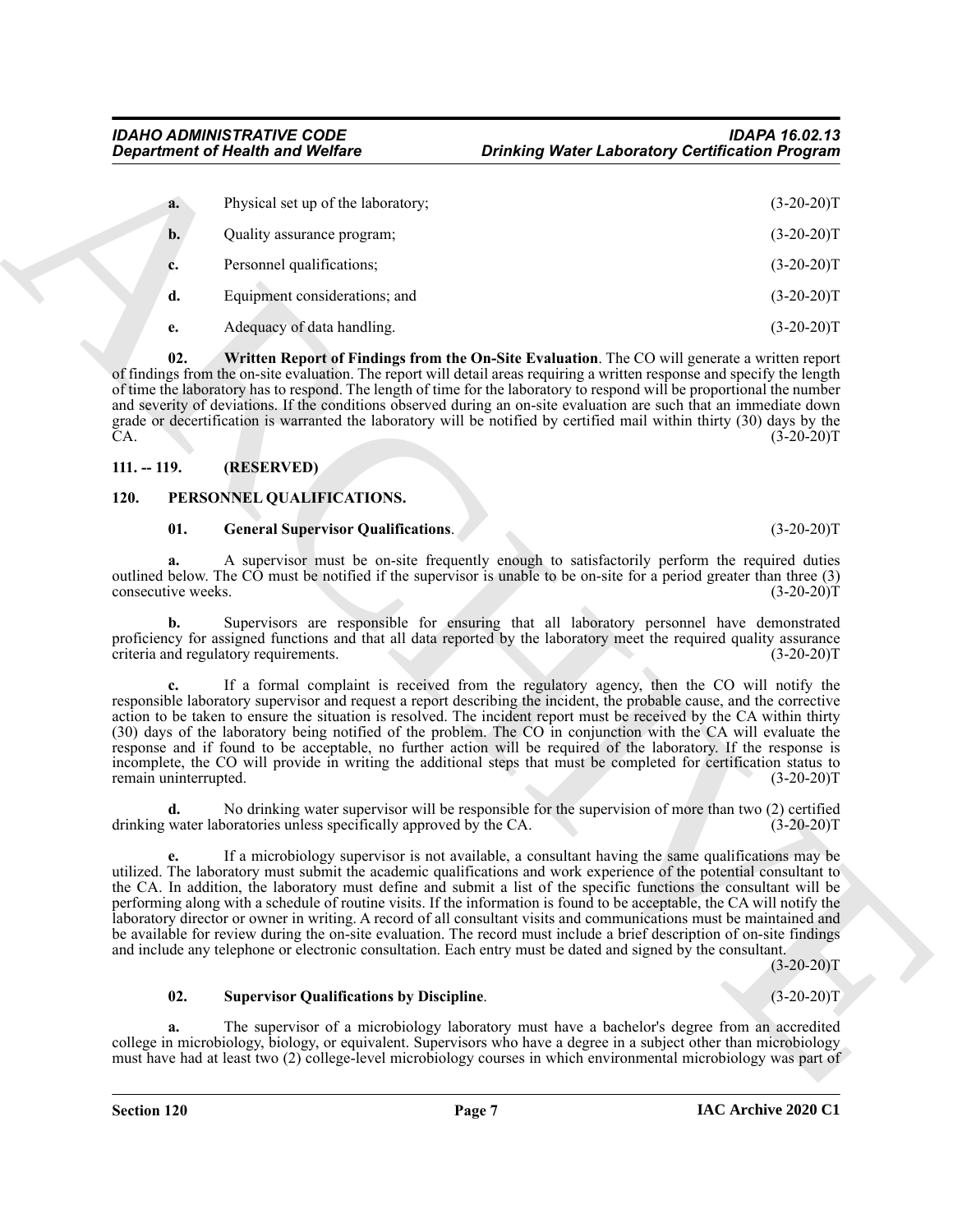**a.** Physical set up of the laboratory; (3-20-20)T

**b.** Quality assurance program; (3-20-20)T

**c.** Personnel qualifications; (3-20-20)T

**d.** Equipment considerations; and (3-20-20)T

**e.** Adequacy of data handling. (3-20-20)T

**02. Written Report of Findings from the On-Site Evaluation**. The CO will generate a written report of findings from the on-site evaluation. The report will detail areas requiring a written response and specify the length of time the laboratory has to respond. The length of time for the laboratory to respond will be proportional the number and severity of deviations. If the conditions observed during an on-site evaluation are such that an immediate down grade or decertification is warranted the laboratory will be notified by certified mail within thirty (30) days by the CA. (3-20-20)T

## 111. -- 119. (RESERVED)

## 120. PERSONNEL QUALIFICATIONS.

**01. General Supervisor Qualifications**. (3-20-20)T

**a.** A supervisor must be on-site frequently enough to satisfactorily perform the required duties outlined below. The CO must be notified if the supervisor is unable to be on-site for a period greater than three (3) consecutive weeks. (3-20-20)T

**b.** Supervisors are responsible for ensuring that all laboratory personnel have demonstrated proficiency for assigned functions and that all data reported by the laboratory meet the required quality assurance criteria and regulatory requirements. (3-20-20)T

**c.** If a formal complaint is received from the regulatory agency, then the CO will notify the responsible laboratory supervisor and request a report describing the incident, the probable cause, and the corrective action to be taken to ensure the situation is resolved. The incident report must be received by the CA within thirty (30) days of the laboratory being notified of the problem. The CO in conjunction with the CA will evaluate the response and if found to be acceptable, no further action will be required of the laboratory. If the response is incomplete, the CO will provide in writing the additional steps that must be completed for certification status to remain uninterrupted. (3-20-20)T

**d.** No drinking water supervisor will be responsible for the supervision of more than two (2) certified drinking water laboratories unless specifically approved by the CA. (3-20-20)T

**e.** If a microbiology supervisor is not available, a consultant having the same qualifications may be utilized. The laboratory must submit the academic qualifications and work experience of the potential consultant to the CA. In addition, the laboratory must define and submit a list of the specific functions the consultant will be performing along with a schedule of routine visits. If the information is found to be acceptable, the CA will notify the laboratory director or owner in writing. A record of all consultant visits and communications must be maintained and be available for review during the on-site evaluation. The record must include a brief description of on-site findings and include any telephone or electronic consultation. Each entry must be dated and signed by the consultant. (3-20-20)T

**02. Supervisor Qualifications by Discipline**. (3-20-20)T

**a.** The supervisor of a microbiology laboratory must have a bachelor's degree from an accredited college in microbiology, biology, or equivalent. Supervisors who have a degree in a subject other than microbiology must have had at least two (2) college-level microbiology courses in which environmental microbiology was part of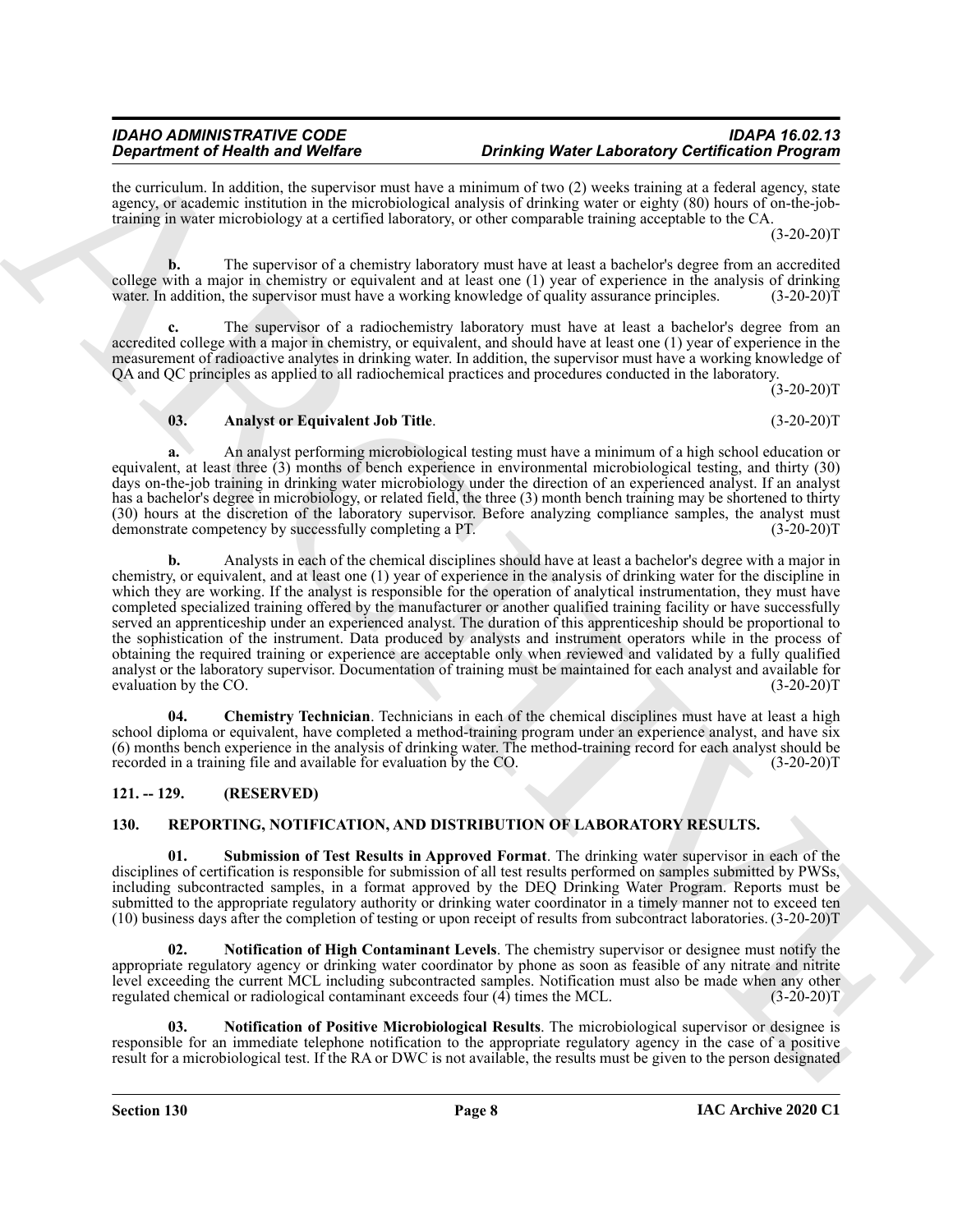the curriculum. In addition, the supervisor must have a minimum of two (2) weeks training at a federal agency, state agency, or academic institution in the microbiological analysis of drinking water or eighty (80) hours of on-the-job-training in water microbiology at a certified laboratory, or other comparable training acceptable to the CA. (3-20-20)T

**b.** The supervisor of a chemistry laboratory must have at least a bachelor's degree from an accredited college with a major in chemistry or equivalent and at least one (1) year of experience in the analysis of drinking water. In addition, the supervisor must have a working knowledge of quality assurance principles. (3-20-20)T

**c.** The supervisor of a radiochemistry laboratory must have at least a bachelor's degree from an accredited college with a major in chemistry, or equivalent, and should have at least one (1) year of experience in the measurement of radioactive analytes in drinking water. In addition, the supervisor must have a working knowledge of QA and QC principles as applied to all radiochemical practices and procedures conducted in the laboratory. (3-20-20)T

**03. Analyst or Equivalent Job Title**. (3-20-20)T

**a.** An analyst performing microbiological testing must have a minimum of a high school education or equivalent, at least three (3) months of bench experience in environmental microbiological testing, and thirty (30) days on-the-job training in drinking water microbiology under the direction of an experienced analyst. If an analyst has a bachelor's degree in microbiology, or related field, the three (3) month bench training may be shortened to thirty (30) hours at the discretion of the laboratory supervisor. Before analyzing compliance samples, the analyst must demonstrate competency by successfully completing a PT. (3-20-20)T

**b.** Analysts in each of the chemical disciplines should have at least a bachelor's degree with a major in chemistry, or equivalent, and at least one (1) year of experience in the analysis of drinking water for the discipline in which they are working. If the analyst is responsible for the operation of analytical instrumentation, they must have completed specialized training offered by the manufacturer or another qualified training facility or have successfully served an apprenticeship under an experienced analyst. The duration of this apprenticeship should be proportional to the sophistication of the instrument. Data produced by analysts and instrument operators while in the process of obtaining the required training or experience are acceptable only when reviewed and validated by a fully qualified analyst or the laboratory supervisor. Documentation of training must be maintained for each analyst and available for evaluation by the CO. (3-20-20)T

**04. Chemistry Technician**. Technicians in each of the chemical disciplines must have at least a high school diploma or equivalent, have completed a method-training program under an experience analyst, and have six (6) months bench experience in the analysis of drinking water. The method-training record for each analyst should be recorded in a training file and available for evaluation by the CO. (3-20-20)T

## 121. -- 129. (RESERVED)

## 130. REPORTING, NOTIFICATION, AND DISTRIBUTION OF LABORATORY RESULTS.

**01. Submission of Test Results in Approved Format**. The drinking water supervisor in each of the disciplines of certification is responsible for submission of all test results performed on samples submitted by PWSs, including subcontracted samples, in a format approved by the DEQ Drinking Water Program. Reports must be submitted to the appropriate regulatory authority or drinking water coordinator in a timely manner not to exceed ten (10) business days after the completion of testing or upon receipt of results from subcontract laboratories. (3-20-20)T

**02. Notification of High Contaminant Levels**. The chemistry supervisor or designee must notify the appropriate regulatory agency or drinking water coordinator by phone as soon as feasible of any nitrate and nitrite level exceeding the current MCL including subcontracted samples. Notification must also be made when any other regulated chemical or radiological contaminant exceeds four (4) times the MCL. (3-20-20)T

**03. Notification of Positive Microbiological Results**. The microbiological supervisor or designee is responsible for an immediate telephone notification to the appropriate regulatory agency in the case of a positive result for a microbiological test. If the RA or DWC is not available, the results must be given to the person designated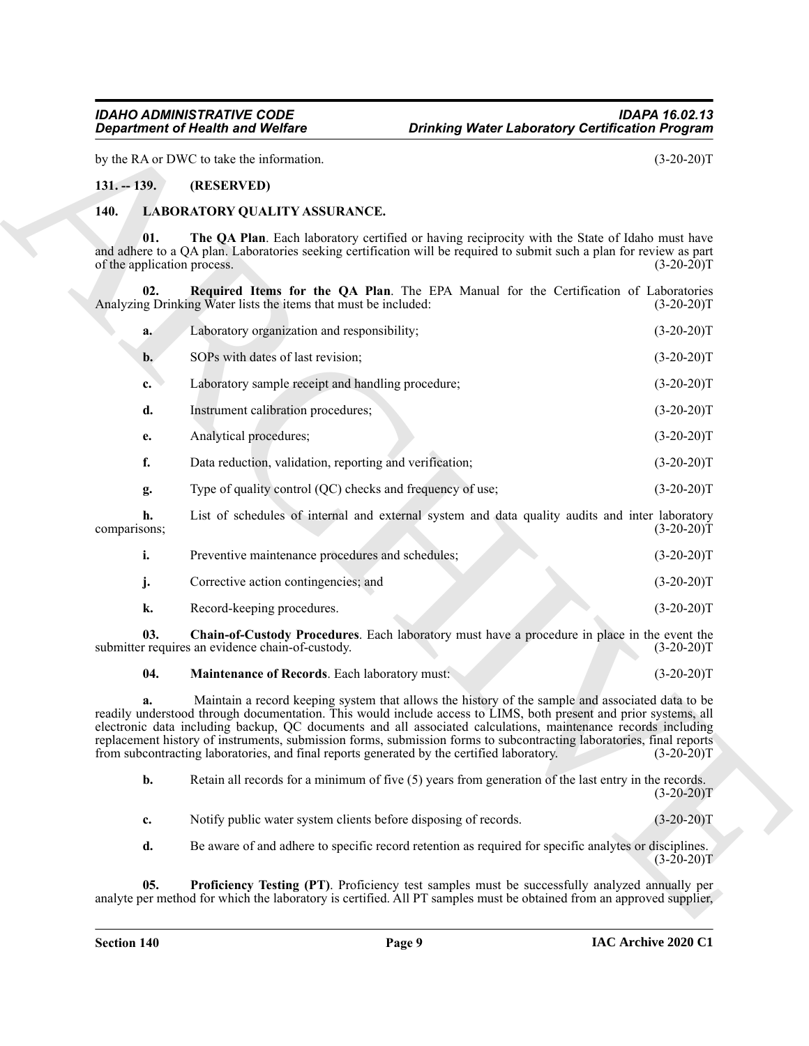by the RA or DWC to take the information. (3-20-20)T

## 131. -- 139. (RESERVED)

## 140. LABORATORY QUALITY ASSURANCE.

**01. The QA Plan**. Each laboratory certified or having reciprocity with the State of Idaho must have and adhere to a QA plan. Laboratories seeking certification will be required to submit such a plan for review as part of the application process. (3-20-20)T

**02. Required Items for the QA Plan**. The EPA Manual for the Certification of Laboratories Analyzing Drinking Water lists the items that must be included: (3-20-20)T

**a.** Laboratory organization and responsibility; (3-20-20)T

**b.** SOPs with dates of last revision; (3-20-20)T

**c.** Laboratory sample receipt and handling procedure; (3-20-20)T

**d.** Instrument calibration procedures; (3-20-20)T

**e.** Analytical procedures; (3-20-20)T

**f.** Data reduction, validation, reporting and verification; (3-20-20)T

**g.** Type of quality control (QC) checks and frequency of use; (3-20-20)T

**h.** List of schedules of internal and external system and data quality audits and inter laboratory comparisons; (3-20-20)T

**i.** Preventive maintenance procedures and schedules; (3-20-20)T

**j.** Corrective action contingencies; and (3-20-20)T

**k.** Record-keeping procedures. (3-20-20)T

**03. Chain-of-Custody Procedures**. Each laboratory must have a procedure in place in the event the submitter requires an evidence chain-of-custody. (3-20-20)T

**04. Maintenance of Records**. Each laboratory must: (3-20-20)T

**a.** Maintain a record keeping system that allows the history of the sample and associated data to be readily understood through documentation. This would include access to LIMS, both present and prior systems, all electronic data including backup, QC documents and all associated calculations, maintenance records including replacement history of instruments, submission forms, submission forms to subcontracting laboratories, final reports from subcontracting laboratories, and final reports generated by the certified laboratory. (3-20-20)T

**b.** Retain all records for a minimum of five (5) years from generation of the last entry in the records. (3-20-20)T

**c.** Notify public water system clients before disposing of records. (3-20-20)T

**d.** Be aware of and adhere to specific record retention as required for specific analytes or disciplines. (3-20-20)T

**05. Proficiency Testing (PT)**. Proficiency test samples must be successfully analyzed annually per analyte per method for which the laboratory is certified. All PT samples must be obtained from an approved supplier,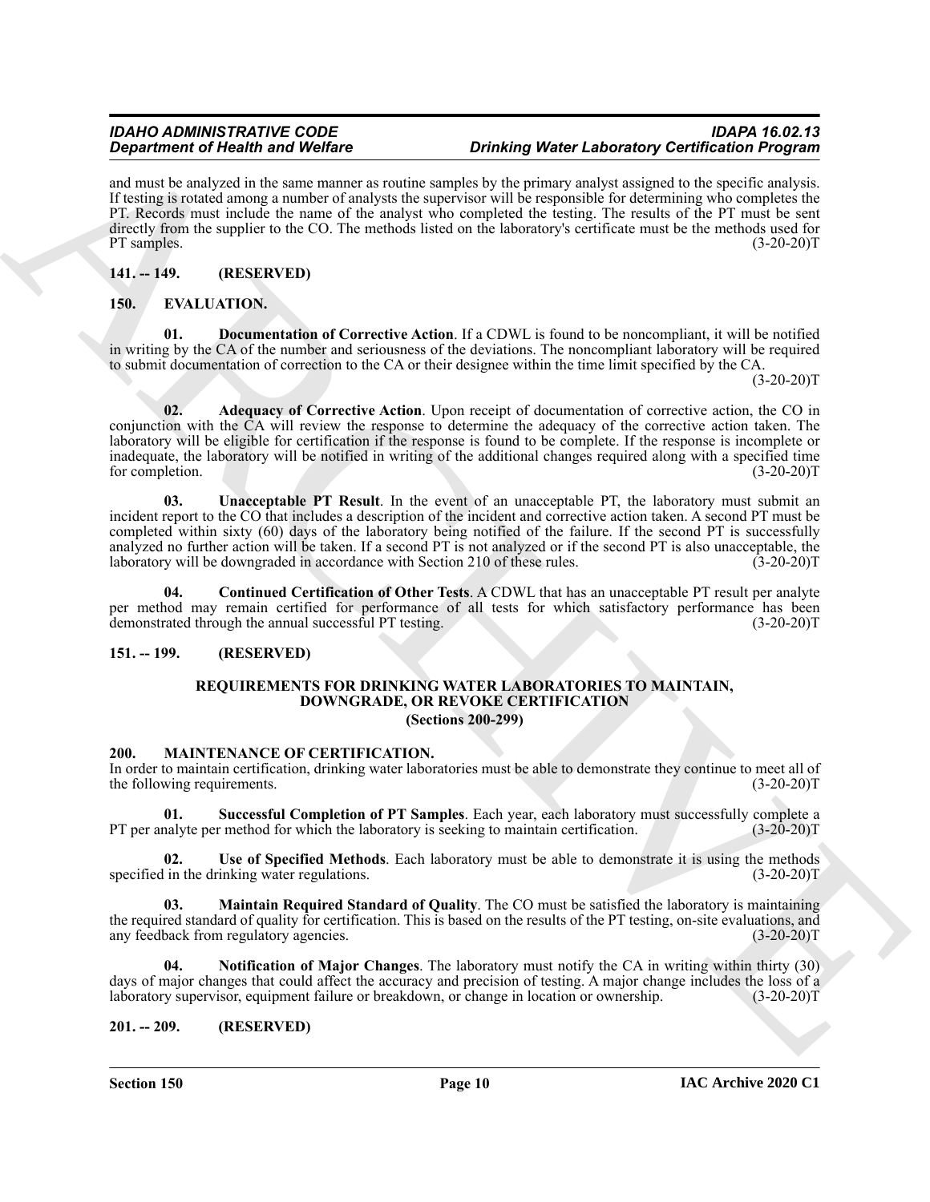and must be analyzed in the same manner as routine samples by the primary analyst assigned to the specific analysis. If testing is rotated among a number of analysts the supervisor will be responsible for determining who completes the PT. Records must include the name of the analyst who completed the testing. The results of the PT must be sent directly from the supplier to the CO. The methods listed on the laboratory's certificate must be the methods used for PT samples. (3-20-20)T

## 141. -- 149. (RESERVED)

## 150. EVALUATION.

**01. Documentation of Corrective Action**. If a CDWL is found to be noncompliant, it will be notified in writing by the CA of the number and seriousness of the deviations. The noncompliant laboratory will be required to submit documentation of correction to the CA or their designee within the time limit specified by the CA. (3-20-20)T

**02. Adequacy of Corrective Action**. Upon receipt of documentation of corrective action, the CO in conjunction with the CA will review the response to determine the adequacy of the corrective action taken. The laboratory will be eligible for certification if the response is found to be complete. If the response is incomplete or inadequate, the laboratory will be notified in writing of the additional changes required along with a specified time for completion. (3-20-20)T

**03. Unacceptable PT Result**. In the event of an unacceptable PT, the laboratory must submit an incident report to the CO that includes a description of the incident and corrective action taken. A second PT must be completed within sixty (60) days of the laboratory being notified of the failure. If the second PT is successfully analyzed no further action will be taken. If a second PT is not analyzed or if the second PT is also unacceptable, the laboratory will be downgraded in accordance with Section 210 of these rules. (3-20-20)T

**04. Continued Certification of Other Tests**. A CDWL that has an unacceptable PT result per analyte per method may remain certified for performance of all tests for which satisfactory performance has been demonstrated through the annual successful PT testing. (3-20-20)T

## 151. -- 199. (RESERVED)

### REQUIREMENTS FOR DRINKING WATER LABORATORIES TO MAINTAIN, DOWNGRADE, OR REVOKE CERTIFICATION
### (Sections 200-299)

## 200. MAINTENANCE OF CERTIFICATION.

In order to maintain certification, drinking water laboratories must be able to demonstrate they continue to meet all of the following requirements. (3-20-20)T

**01. Successful Completion of PT Samples**. Each year, each laboratory must successfully complete a PT per analyte per method for which the laboratory is seeking to maintain certification. (3-20-20)T

**02. Use of Specified Methods**. Each laboratory must be able to demonstrate it is using the methods specified in the drinking water regulations. (3-20-20)T

**03. Maintain Required Standard of Quality**. The CO must be satisfied the laboratory is maintaining the required standard of quality for certification. This is based on the results of the PT testing, on-site evaluations, and any feedback from regulatory agencies. (3-20-20)T

**04. Notification of Major Changes**. The laboratory must notify the CA in writing within thirty (30) days of major changes that could affect the accuracy and precision of testing. A major change includes the loss of a laboratory supervisor, equipment failure or breakdown, or change in location or ownership. (3-20-20)T

## 201. -- 209. (RESERVED)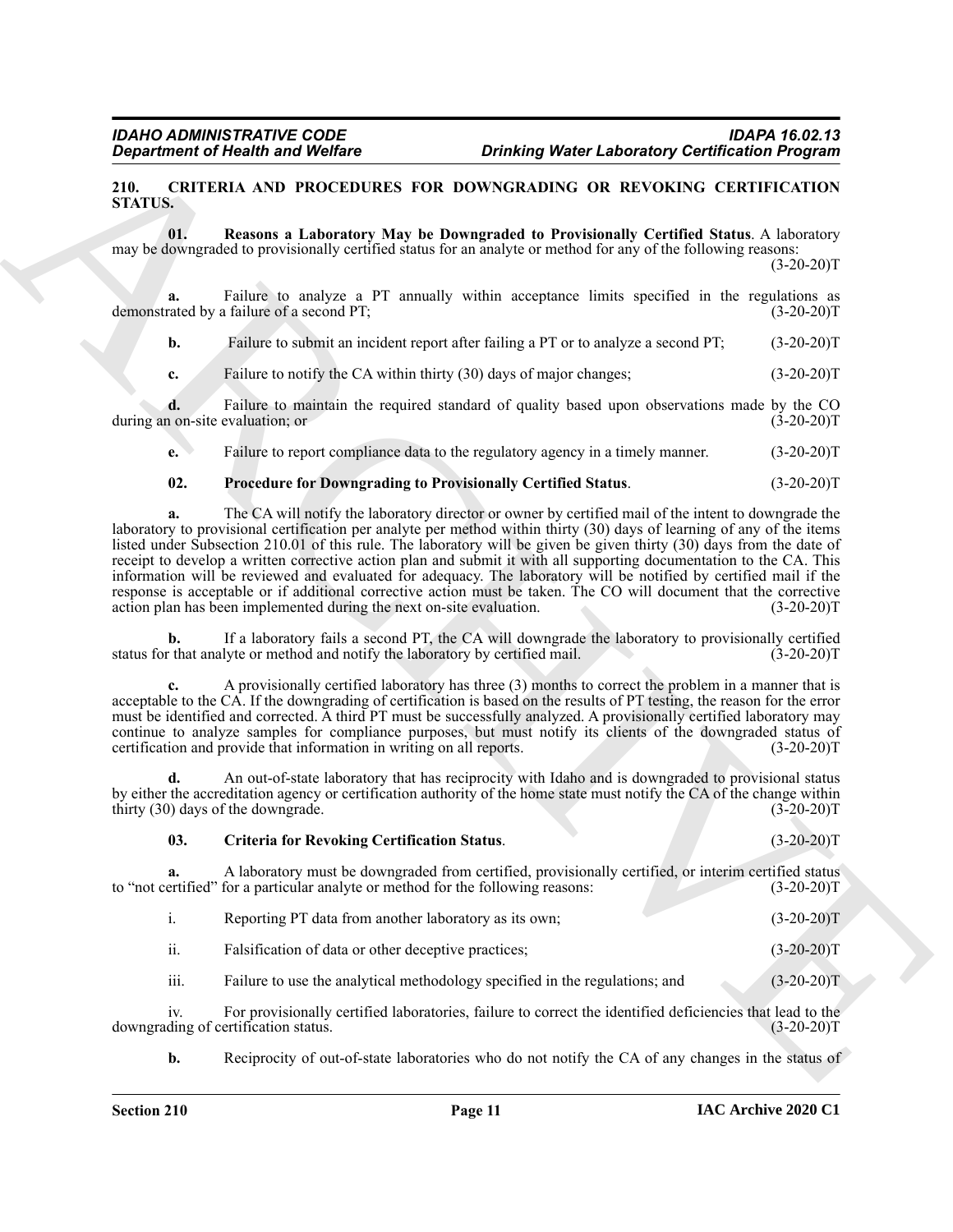## 210. CRITERIA AND PROCEDURES FOR DOWNGRADING OR REVOKING CERTIFICATION STATUS.

**01. Reasons a Laboratory May be Downgraded to Provisionally Certified Status**. A laboratory may be downgraded to provisionally certified status for an analyte or method for any of the following reasons: (3-20-20)T

**a.** Failure to analyze a PT annually within acceptance limits specified in the regulations as demonstrated by a failure of a second PT; (3-20-20)T

**b.** Failure to submit an incident report after failing a PT or to analyze a second PT; (3-20-20)T

**c.** Failure to notify the CA within thirty (30) days of major changes; (3-20-20)T

**d.** Failure to maintain the required standard of quality based upon observations made by the CO during an on-site evaluation; or (3-20-20)T

**e.** Failure to report compliance data to the regulatory agency in a timely manner. (3-20-20)T

**02. Procedure for Downgrading to Provisionally Certified Status**. (3-20-20)T

**a.** The CA will notify the laboratory director or owner by certified mail of the intent to downgrade the laboratory to provisional certification per analyte per method within thirty (30) days of learning of any of the items listed under Subsection 210.01 of this rule. The laboratory will be given be given thirty (30) days from the date of receipt to develop a written corrective action plan and submit it with all supporting documentation to the CA. This information will be reviewed and evaluated for adequacy. The laboratory will be notified by certified mail if the response is acceptable or if additional corrective action must be taken. The CO will document that the corrective action plan has been implemented during the next on-site evaluation. (3-20-20)T

**b.** If a laboratory fails a second PT, the CA will downgrade the laboratory to provisionally certified status for that analyte or method and notify the laboratory by certified mail. (3-20-20)T

**c.** A provisionally certified laboratory has three (3) months to correct the problem in a manner that is acceptable to the CA. If the downgrading of certification is based on the results of PT testing, the reason for the error must be identified and corrected. A third PT must be successfully analyzed. A provisionally certified laboratory may continue to analyze samples for compliance purposes, but must notify its clients of the downgraded status of certification and provide that information in writing on all reports. (3-20-20)T

**d.** An out-of-state laboratory that has reciprocity with Idaho and is downgraded to provisional status by either the accreditation agency or certification authority of the home state must notify the CA of the change within thirty (30) days of the downgrade. (3-20-20)T

**03. Criteria for Revoking Certification Status**. (3-20-20)T

**a.** A laboratory must be downgraded from certified, provisionally certified, or interim certified status to "not certified" for a particular analyte or method for the following reasons: (3-20-20)T

i. Reporting PT data from another laboratory as its own; (3-20-20)T

ii. Falsification of data or other deceptive practices; (3-20-20)T

iii. Failure to use the analytical methodology specified in the regulations; and (3-20-20)T

iv. For provisionally certified laboratories, failure to correct the identified deficiencies that lead to the downgrading of certification status. (3-20-20)T

**b.** Reciprocity of out-of-state laboratories who do not notify the CA of any changes in the status of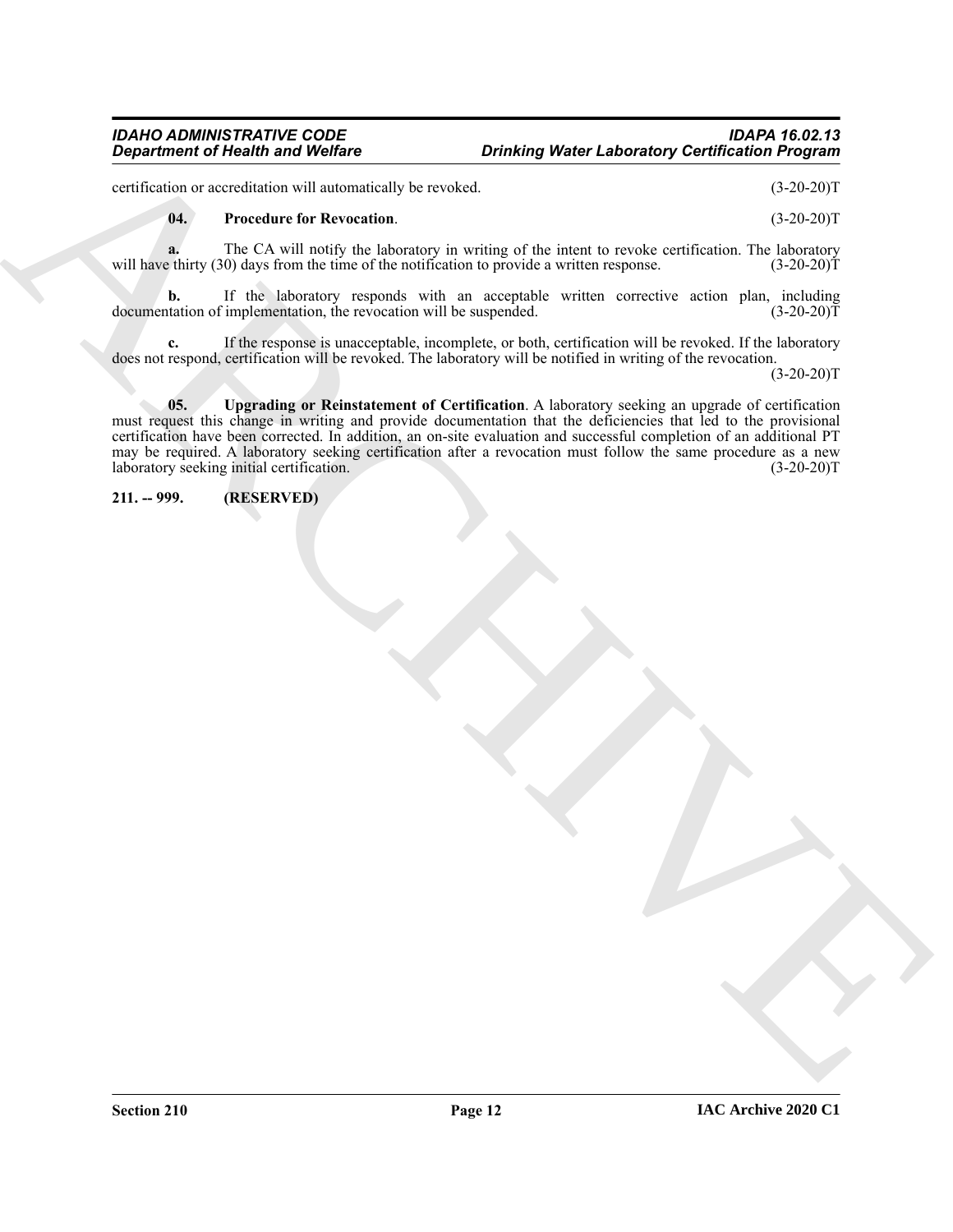certification or accreditation will automatically be revoked. (3-20-20)T

**04. Procedure for Revocation**. (3-20-20)T

**a.** The CA will notify the laboratory in writing of the intent to revoke certification. The laboratory will have thirty (30) days from the time of the notification to provide a written response. (3-20-20)T

**b.** If the laboratory responds with an acceptable written corrective action plan, including documentation of implementation, the revocation will be suspended. (3-20-20)T

**c.** If the response is unacceptable, incomplete, or both, certification will be revoked. If the laboratory does not respond, certification will be revoked. The laboratory will be notified in writing of the revocation. (3-20-20)T

**05. Upgrading or Reinstatement of Certification**. A laboratory seeking an upgrade of certification must request this change in writing and provide documentation that the deficiencies that led to the provisional certification have been corrected. In addition, an on-site evaluation and successful completion of an additional PT may be required. A laboratory seeking certification after a revocation must follow the same procedure as a new laboratory seeking initial certification. (3-20-20)T

**211. -- 999. (RESERVED)**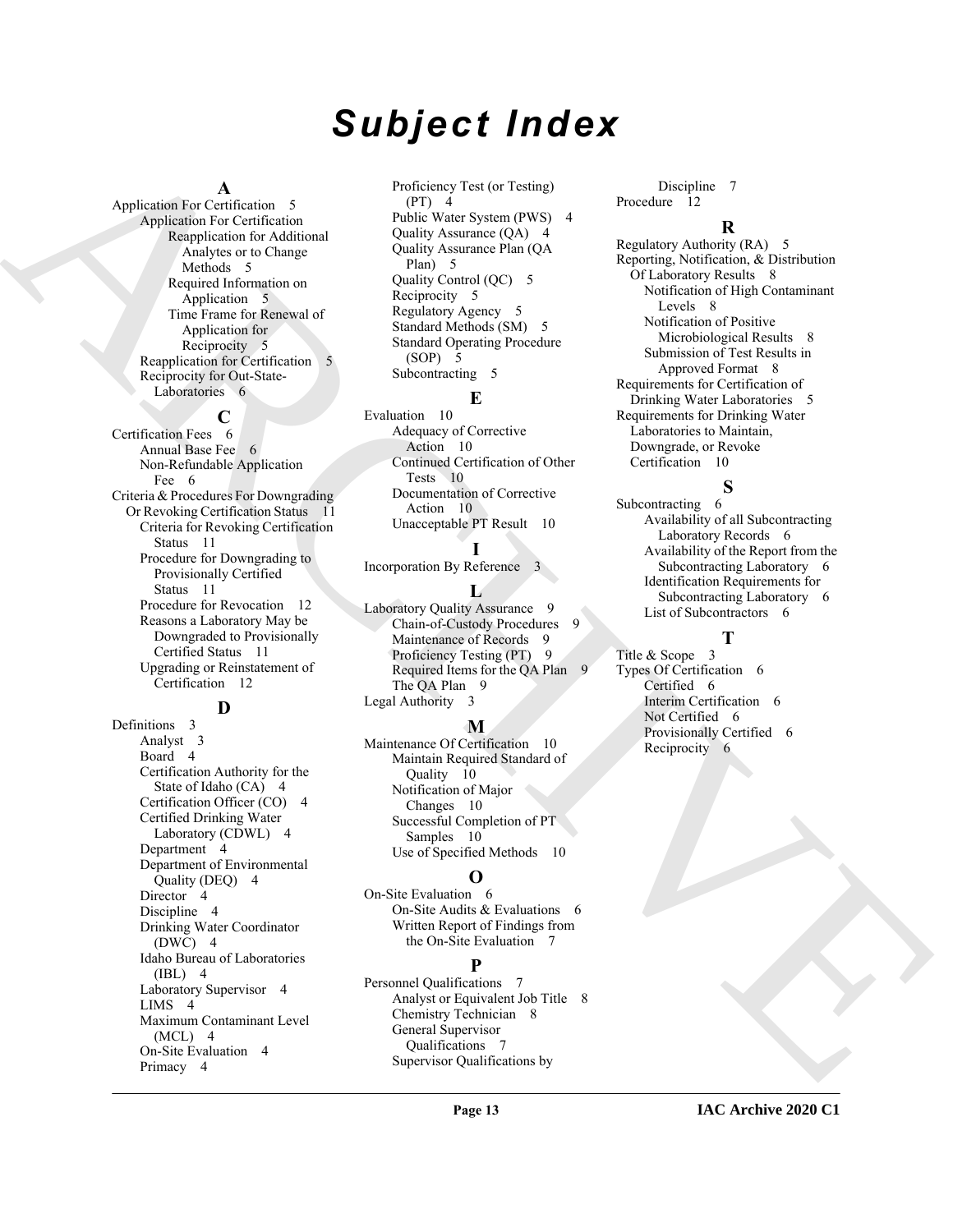# Subject Index

**A**

Application For Certification 5
- Application For Certification
  - Reapplication for Additional Analytes or to Change Methods 5
  - Required Information on Application 5
  - Time Frame for Renewal of Application for Reciprocity 5
- Reapplication for Certification 5
- Reciprocity for Out-State-Laboratories 6

**C**

Certification Fees 6
- Annual Base Fee 6
- Non-Refundable Application Fee 6

Criteria & Procedures For Downgrading Or Revoking Certification Status 11
- Criteria for Revoking Certification Status 11
- Procedure for Downgrading to Provisionally Certified Status 11
- Procedure for Revocation 12
- Reasons a Laboratory May be Downgraded to Provisionally Certified Status 11
- Upgrading or Reinstatement of Certification 12

**D**

Definitions 3
- Analyst 3
- Board 4
- Certification Authority for the State of Idaho (CA) 4
- Certification Officer (CO) 4
- Certified Drinking Water Laboratory (CDWL) 4
- Department 4
- Department of Environmental Quality (DEQ) 4
- Director 4
- Discipline 4
- Drinking Water Coordinator (DWC) 4
- Idaho Bureau of Laboratories (IBL) 4
- Laboratory Supervisor 4
- LIMS 4
- Maximum Contaminant Level (MCL) 4
- On-Site Evaluation 4
- Primacy 4
- Proficiency Test (or Testing) (PT) 4
- Public Water System (PWS) 4
- Quality Assurance (QA) 4
- Quality Assurance Plan (QA Plan) 5
- Quality Control (QC) 5
- Reciprocity 5
- Regulatory Agency 5
- Standard Methods (SM) 5
- Standard Operating Procedure (SOP) 5
- Subcontracting 5

**E**

Evaluation 10
- Adequacy of Corrective Action 10
- Continued Certification of Other Tests 10
- Documentation of Corrective Action 10
- Unacceptable PT Result 10

**I**

Incorporation By Reference 3

**L**

Laboratory Quality Assurance 9
- Chain-of-Custody Procedures 9
- Maintenance of Records 9
- Proficiency Testing (PT) 9
- Required Items for the QA Plan 9
- The QA Plan 9

Legal Authority 3

**M**

Maintenance Of Certification 10
- Maintain Required Standard of Quality 10
- Notification of Major Changes 10
- Successful Completion of PT Samples 10
- Use of Specified Methods 10

**O**

On-Site Evaluation 6
- On-Site Audits & Evaluations 6
- Written Report of Findings from the On-Site Evaluation 7

**P**

Personnel Qualifications 7
- Analyst or Equivalent Job Title 8
- Chemistry Technician 8
- General Supervisor Qualifications 7
- Supervisor Qualifications by Discipline 7

Procedure 12

**R**

Regulatory Authority (RA) 5

Reporting, Notification, & Distribution Of Laboratory Results 8
- Notification of High Contaminant Levels 8
- Notification of Positive Microbiological Results 8
- Submission of Test Results in Approved Format 8

Requirements for Certification of Drinking Water Laboratories 5

Requirements for Drinking Water Laboratories to Maintain, Downgrade, or Revoke Certification 10

**S**

Subcontracting 6
- Availability of all Subcontracting Laboratory Records 6
- Availability of the Report from the Subcontracting Laboratory 6
- Identification Requirements for Subcontracting Laboratory 6
- List of Subcontractors 6

**T**

Title & Scope 3

Types Of Certification 6
- Certified 6
- Interim Certification 6
- Not Certified 6
- Provisionally Certified 6
- Reciprocity 6